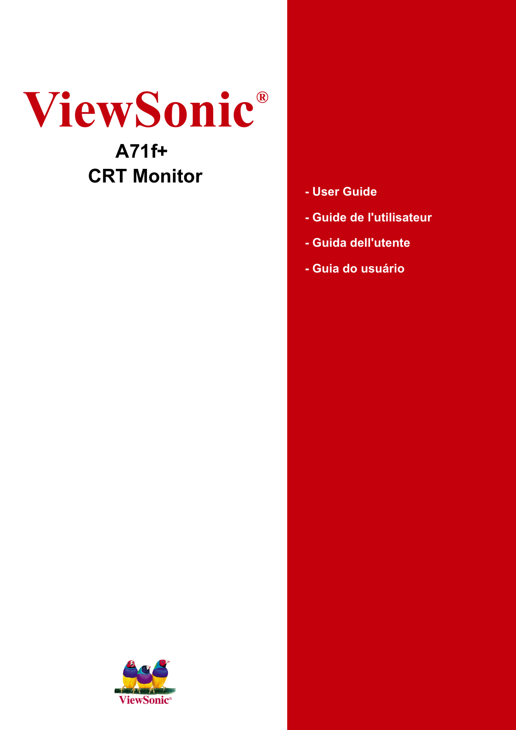# ViewSonic®

## A71f+
## CRT Monitor

- User Guide
- Guide de l'utilisateur
- Guida dell'utente
- Guia do usuário

ViewSonic®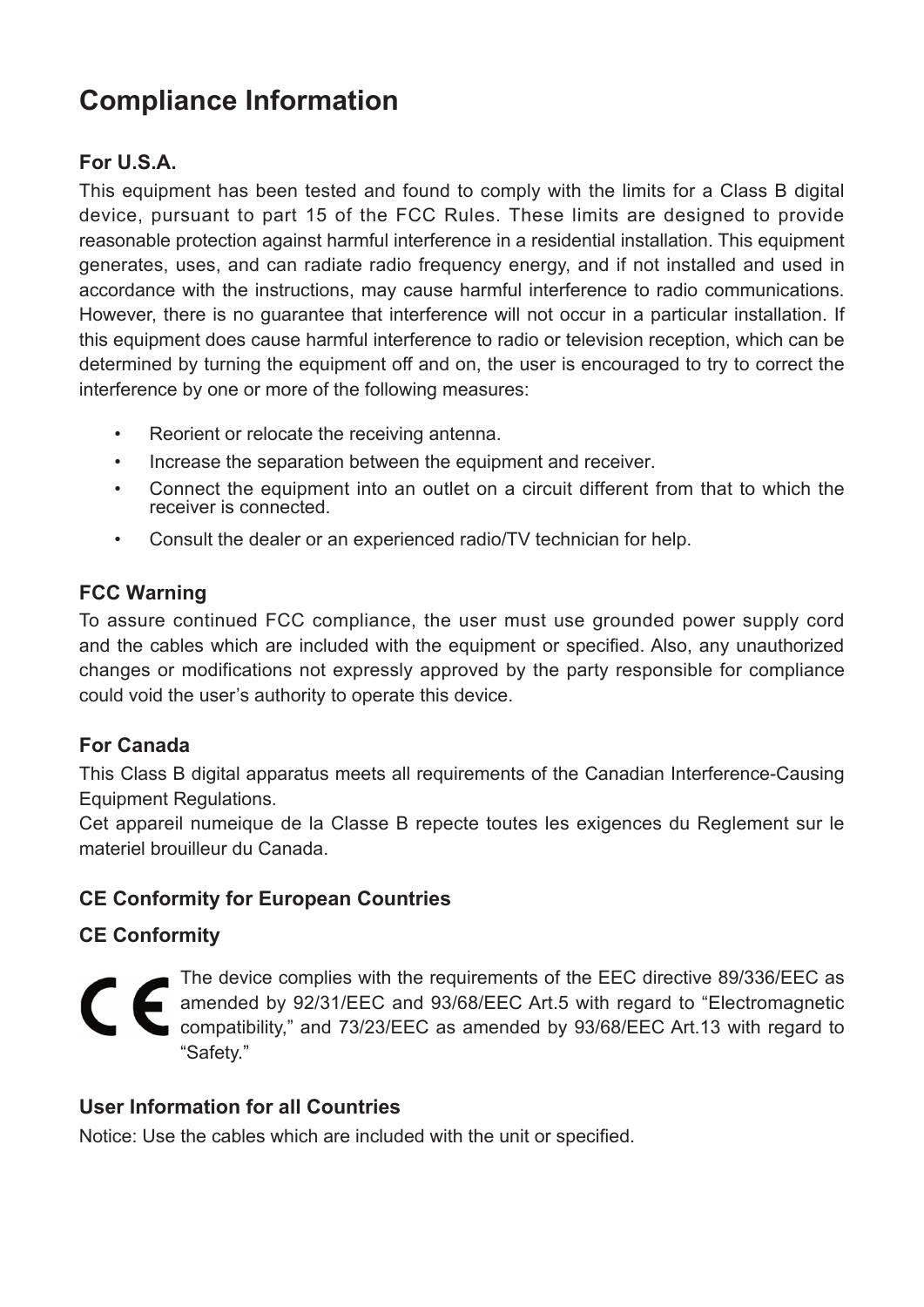# Compliance Information

### For U.S.A.

This equipment has been tested and found to comply with the limits for a Class B digital device, pursuant to part 15 of the FCC Rules. These limits are designed to provide reasonable protection against harmful interference in a residential installation. This equipment generates, uses, and can radiate radio frequency energy, and if not installed and used in accordance with the instructions, may cause harmful interference to radio communications. However, there is no guarantee that interference will not occur in a particular installation. If this equipment does cause harmful interference to radio or television reception, which can be determined by turning the equipment off and on, the user is encouraged to try to correct the interference by one or more of the following measures:

- Reorient or relocate the receiving antenna.
- Increase the separation between the equipment and receiver.
- Connect the equipment into an outlet on a circuit different from that to which the receiver is connected.
- Consult the dealer or an experienced radio/TV technician for help.

### FCC Warning

To assure continued FCC compliance, the user must use grounded power supply cord and the cables which are included with the equipment or specified. Also, any unauthorized changes or modifications not expressly approved by the party responsible for compliance could void the user's authority to operate this device.

### For Canada

This Class B digital apparatus meets all requirements of the Canadian Interference-Causing Equipment Regulations.
Cet appareil numeique de la Classe B repecte toutes les exigences du Reglement sur le materiel brouilleur du Canada.

### CE Conformity for European Countries

### CE Conformity

CE The device complies with the requirements of the EEC directive 89/336/EEC as amended by 92/31/EEC and 93/68/EEC Art.5 with regard to "Electromagnetic compatibility," and 73/23/EEC as amended by 93/68/EEC Art.13 with regard to "Safety."

### User Information for all Countries

Notice: Use the cables which are included with the unit or specified.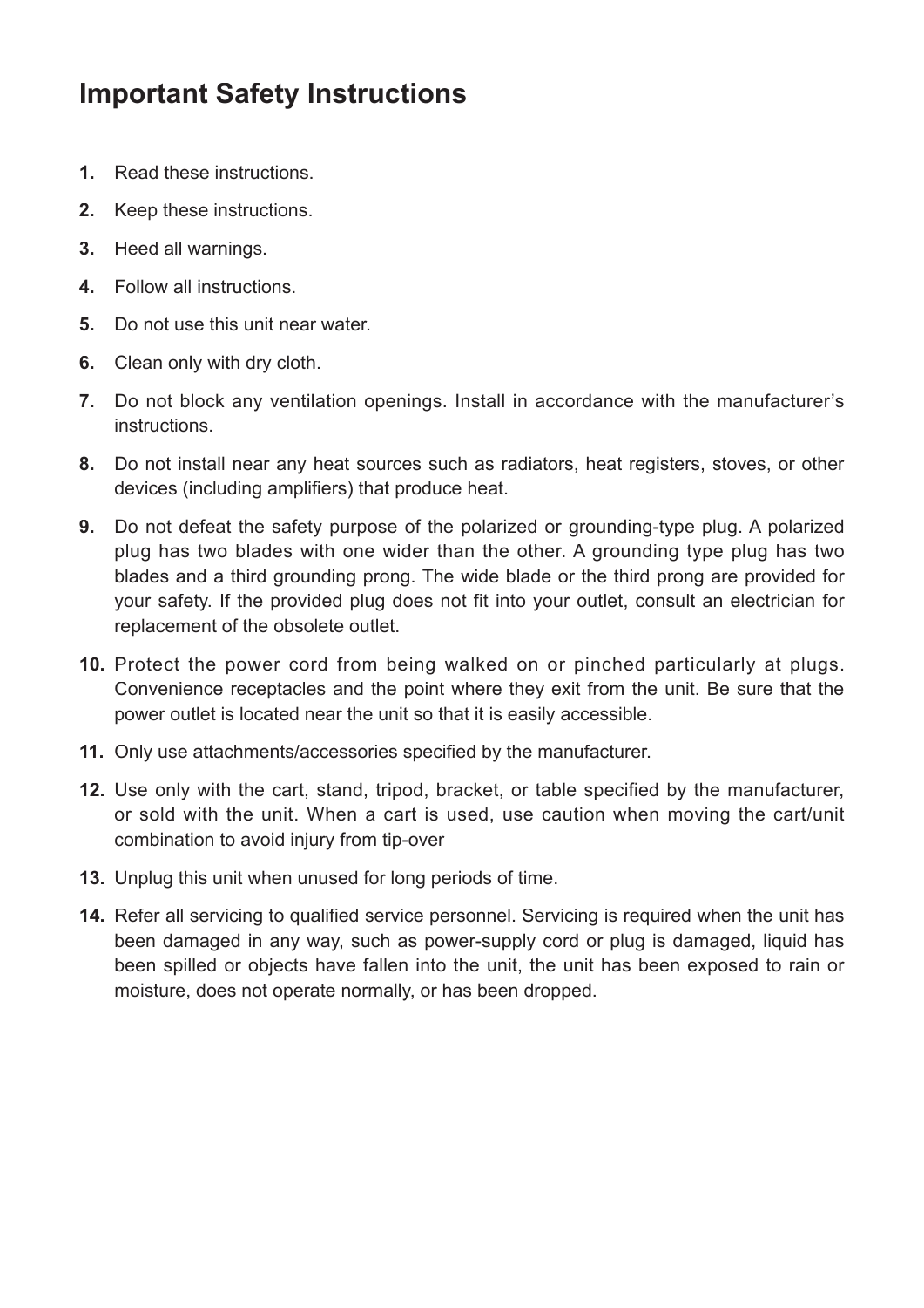# Important Safety Instructions

1. Read these instructions.
2. Keep these instructions.
3. Heed all warnings.
4. Follow all instructions.
5. Do not use this unit near water.
6. Clean only with dry cloth.
7. Do not block any ventilation openings. Install in accordance with the manufacturer's instructions.
8. Do not install near any heat sources such as radiators, heat registers, stoves, or other devices (including amplifiers) that produce heat.
9. Do not defeat the safety purpose of the polarized or grounding-type plug. A polarized plug has two blades with one wider than the other. A grounding type plug has two blades and a third grounding prong. The wide blade or the third prong are provided for your safety. If the provided plug does not fit into your outlet, consult an electrician for replacement of the obsolete outlet.
10. Protect the power cord from being walked on or pinched particularly at plugs. Convenience receptacles and the point where they exit from the unit. Be sure that the power outlet is located near the unit so that it is easily accessible.
11. Only use attachments/accessories specified by the manufacturer.
12. Use only with the cart, stand, tripod, bracket, or table specified by the manufacturer, or sold with the unit. When a cart is used, use caution when moving the cart/unit combination to avoid injury from tip-over
13. Unplug this unit when unused for long periods of time.
14. Refer all servicing to qualified service personnel. Servicing is required when the unit has been damaged in any way, such as power-supply cord or plug is damaged, liquid has been spilled or objects have fallen into the unit, the unit has been exposed to rain or moisture, does not operate normally, or has been dropped.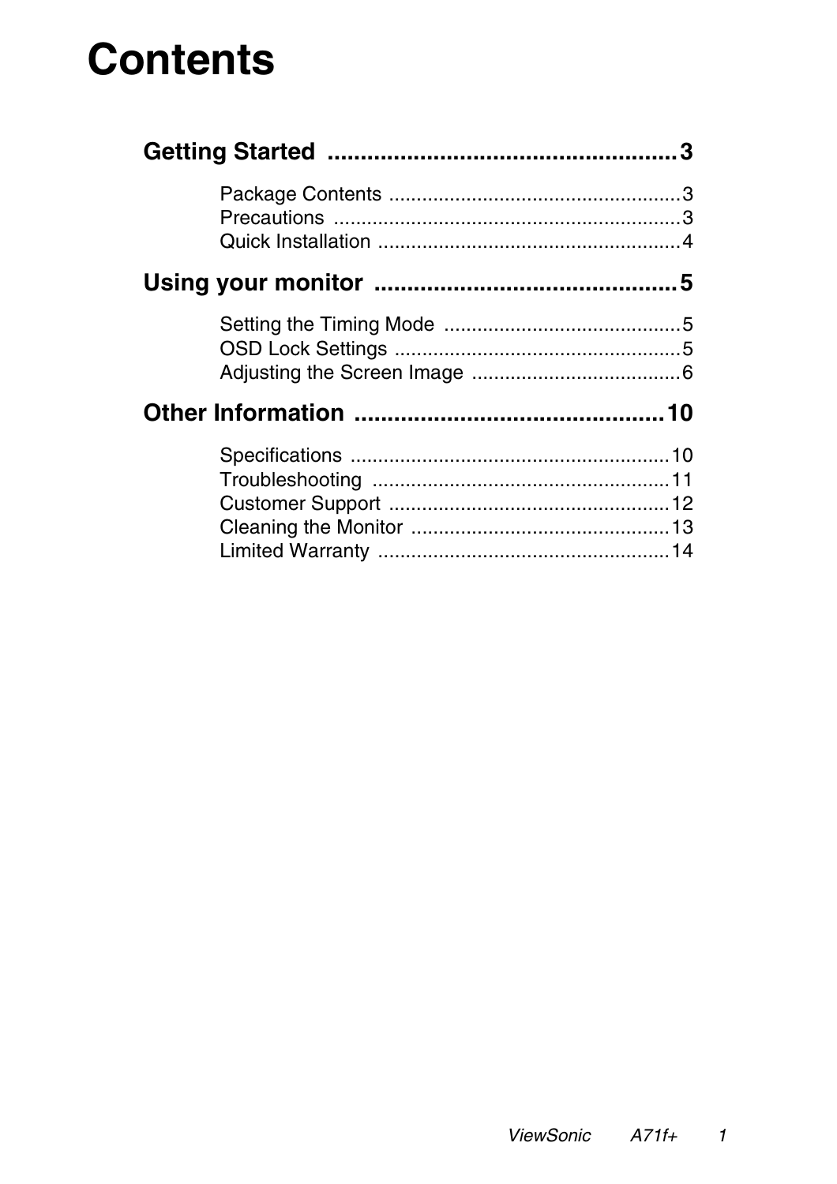# Contents

**Getting Started .................................................. 3**

Package Contents .................................................. 3
Precautions .................................................. 3
Quick Installation .................................................. 4

**Using your monitor .................................................. 5**

Setting the Timing Mode .................................................. 5
OSD Lock Settings .................................................. 5
Adjusting the Screen Image .................................................. 6

**Other Information .................................................. 10**

Specifications .................................................. 10
Troubleshooting .................................................. 11
Customer Support .................................................. 12
Cleaning the Monitor .................................................. 13
Limited Warranty .................................................. 14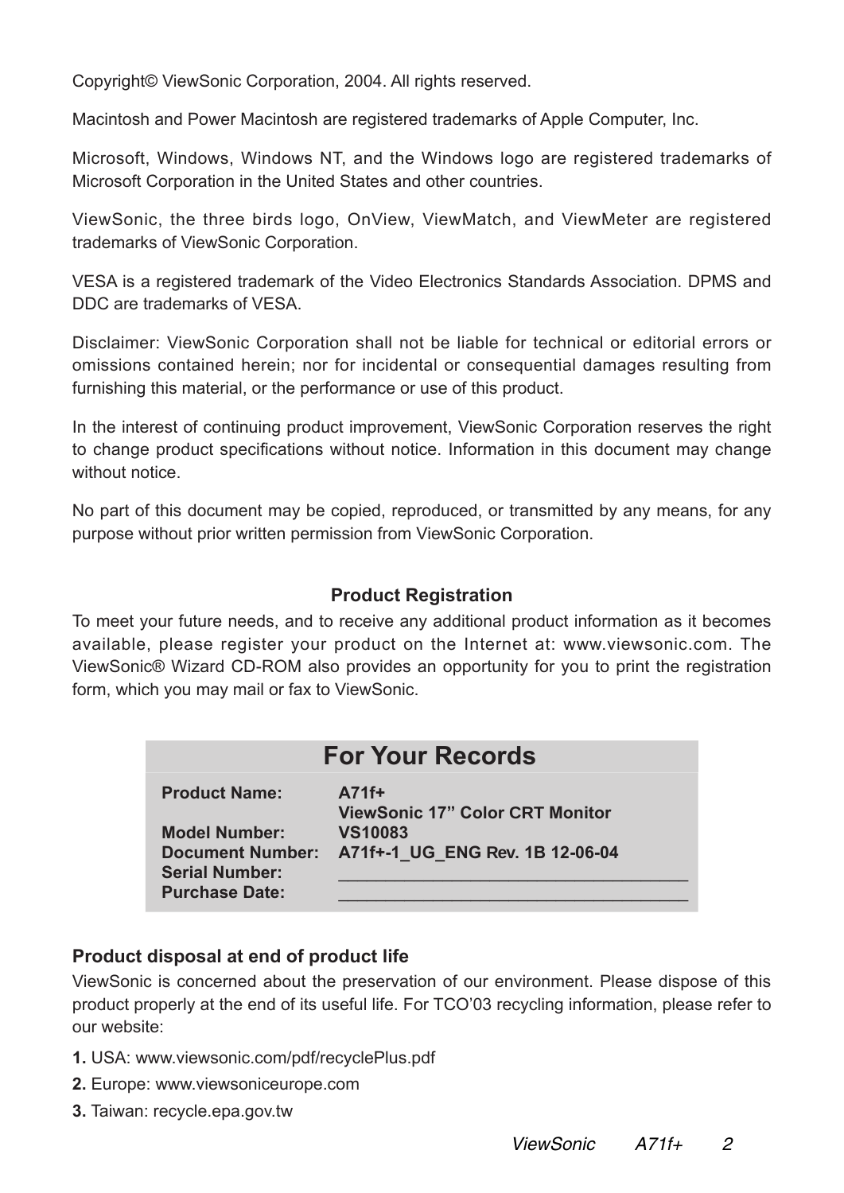Copyright© ViewSonic Corporation, 2004. All rights reserved.

Macintosh and Power Macintosh are registered trademarks of Apple Computer, Inc.

Microsoft, Windows, Windows NT, and the Windows logo are registered trademarks of Microsoft Corporation in the United States and other countries.

ViewSonic, the three birds logo, OnView, ViewMatch, and ViewMeter are registered trademarks of ViewSonic Corporation.

VESA is a registered trademark of the Video Electronics Standards Association. DPMS and DDC are trademarks of VESA.

Disclaimer: ViewSonic Corporation shall not be liable for technical or editorial errors or omissions contained herein; nor for incidental or consequential damages resulting from furnishing this material, or the performance or use of this product.

In the interest of continuing product improvement, ViewSonic Corporation reserves the right to change product specifications without notice. Information in this document may change without notice.

No part of this document may be copied, reproduced, or transmitted by any means, for any purpose without prior written permission from ViewSonic Corporation.

## Product Registration

To meet your future needs, and to receive any additional product information as it becomes available, please register your product on the Internet at: www.viewsonic.com. The ViewSonic® Wizard CD-ROM also provides an opportunity for you to print the registration form, which you may mail or fax to ViewSonic.

| For Your Records | |
|---|---|
| **Product Name:** | **A71f+**<br>**ViewSonic 17" Color CRT Monitor** |
| **Model Number:** | **VS10083** |
| **Document Number:** | **A71f+-1_UG_ENG Rev. 1B 12-06-04** |
| **Serial Number:** | ___________________________________ |
| **Purchase Date:** | ___________________________________ |

### Product disposal at end of product life

ViewSonic is concerned about the preservation of our environment. Please dispose of this product properly at the end of its useful life. For TCO'03 recycling information, please refer to our website:

**1.** USA: www.viewsonic.com/pdf/recyclePlus.pdf

**2.** Europe: www.viewsoniceurope.com

**3.** Taiwan: recycle.epa.gov.tw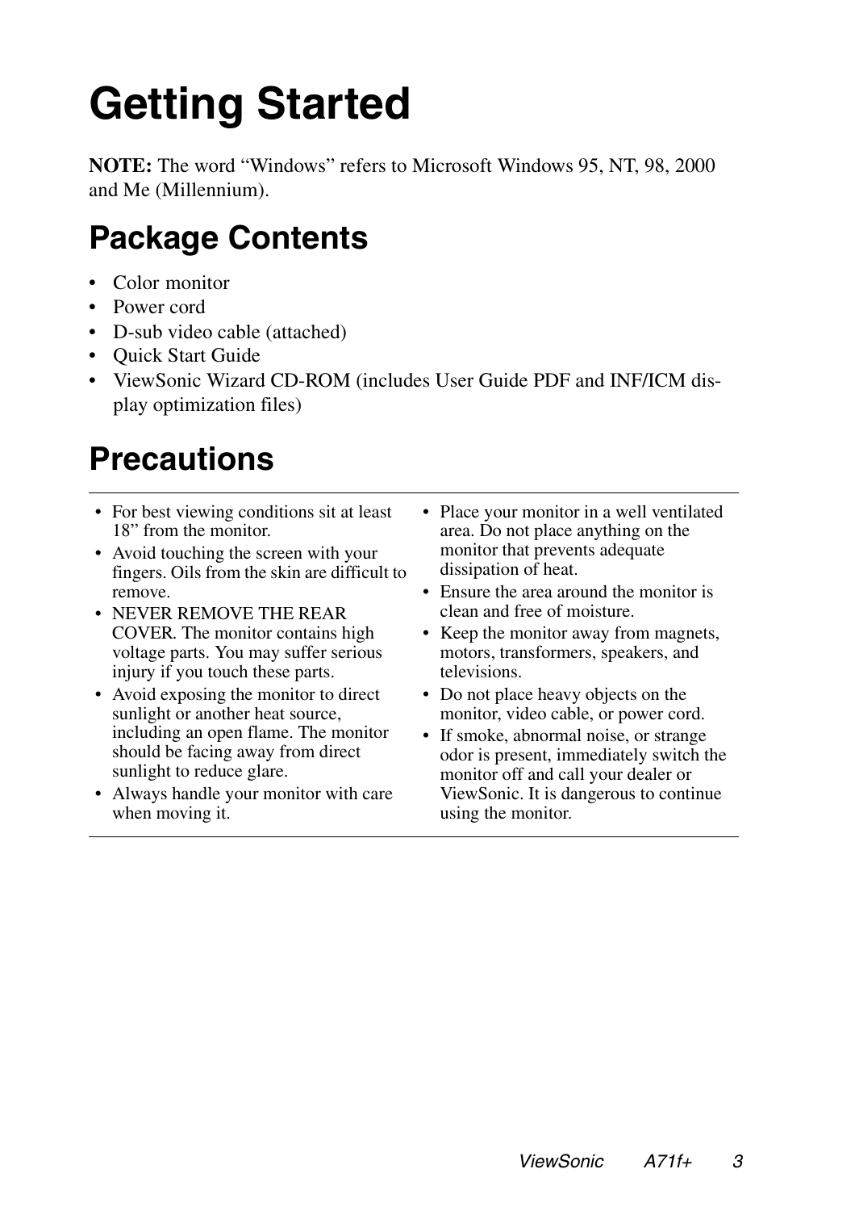# Getting Started

**NOTE:** The word "Windows" refers to Microsoft Windows 95, NT, 98, 2000 and Me (Millennium).

## Package Contents

- Color monitor
- Power cord
- D-sub video cable (attached)
- Quick Start Guide
- ViewSonic Wizard CD-ROM (includes User Guide PDF and INF/ICM display optimization files)

## Precautions

- For best viewing conditions sit at least 18" from the monitor.
- Avoid touching the screen with your fingers. Oils from the skin are difficult to remove.
- NEVER REMOVE THE REAR COVER. The monitor contains high voltage parts. You may suffer serious injury if you touch these parts.
- Avoid exposing the monitor to direct sunlight or another heat source, including an open flame. The monitor should be facing away from direct sunlight to reduce glare.
- Always handle your monitor with care when moving it.
- Place your monitor in a well ventilated area. Do not place anything on the monitor that prevents adequate dissipation of heat.
- Ensure the area around the monitor is clean and free of moisture.
- Keep the monitor away from magnets, motors, transformers, speakers, and televisions.
- Do not place heavy objects on the monitor, video cable, or power cord.
- If smoke, abnormal noise, or strange odor is present, immediately switch the monitor off and call your dealer or ViewSonic. It is dangerous to continue using the monitor.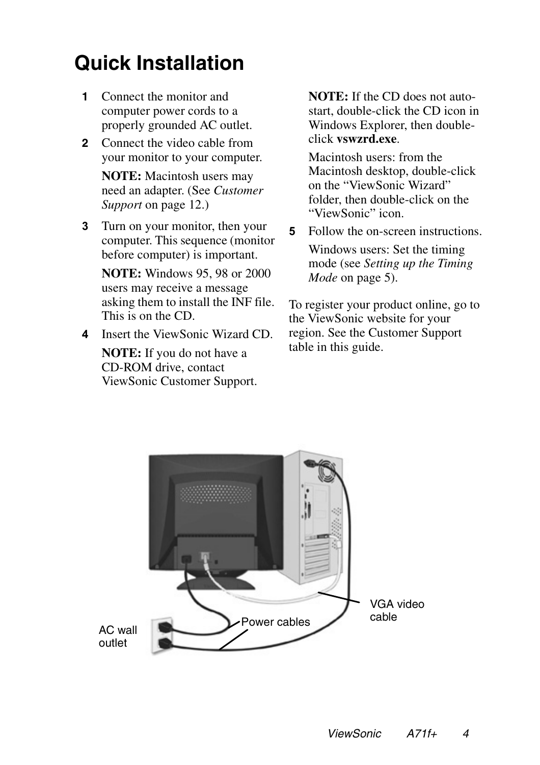# Quick Installation

1. Connect the monitor and computer power cords to a properly grounded AC outlet.
2. Connect the video cable from your monitor to your computer.

   **NOTE:** Macintosh users may need an adapter. (See *Customer Support* on page 12.)
3. Turn on your monitor, then your computer. This sequence (monitor before computer) is important.

   **NOTE:** Windows 95, 98 or 2000 users may receive a message asking them to install the INF file. This is on the CD.
4. Insert the ViewSonic Wizard CD.

   **NOTE:** If you do not have a CD-ROM drive, contact ViewSonic Customer Support.

   **NOTE:** If the CD does not auto-start, double-click the CD icon in Windows Explorer, then double-click **vswzrd.exe**.

   Macintosh users: from the Macintosh desktop, double-click on the "ViewSonic Wizard" folder, then double-click on the "ViewSonic" icon.
5. Follow the on-screen instructions.

   Windows users: Set the timing mode (see *Setting up the Timing Mode* on page 5).

To register your product online, go to the ViewSonic website for your region. See the Customer Support table in this guide.

AC wall outlet

Power cables

VGA video cable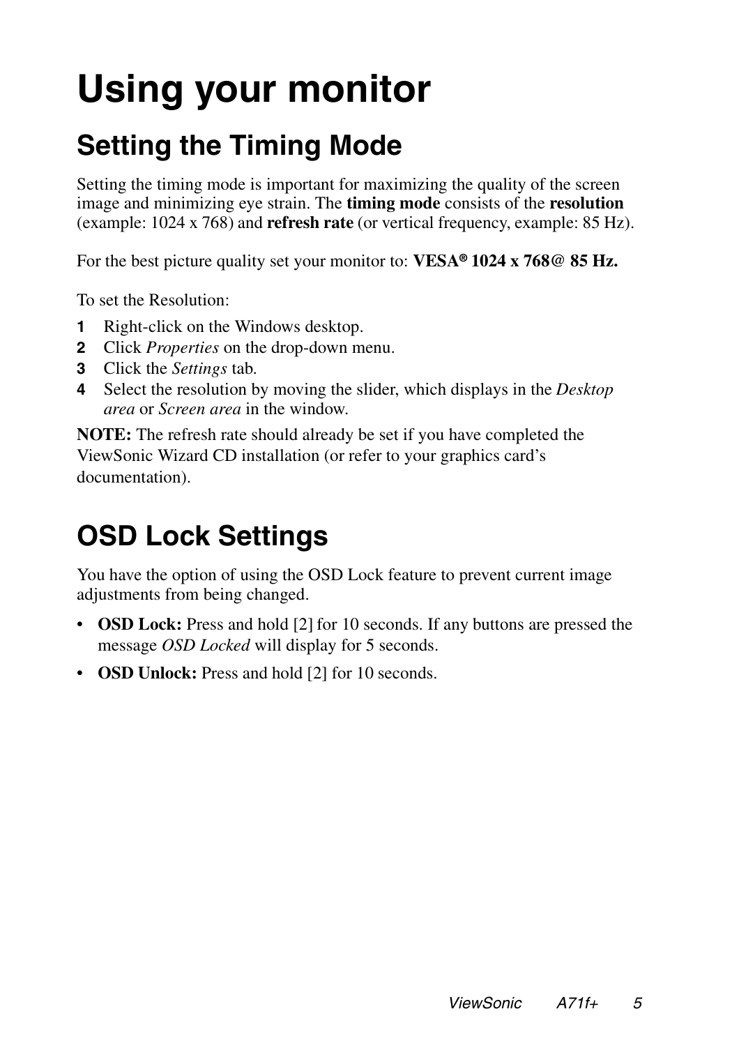# Using your monitor

## Setting the Timing Mode

Setting the timing mode is important for maximizing the quality of the screen image and minimizing eye strain. The **timing mode** consists of the **resolution** (example: 1024 x 768) and **refresh rate** (or vertical frequency, example: 85 Hz).

For the best picture quality set your monitor to: **VESA® 1024 x 768@ 85 Hz.**

To set the Resolution:

1. Right-click on the Windows desktop.
2. Click *Properties* on the drop-down menu.
3. Click the *Settings* tab.
4. Select the resolution by moving the slider, which displays in the *Desktop area* or *Screen area* in the window.

**NOTE:** The refresh rate should already be set if you have completed the ViewSonic Wizard CD installation (or refer to your graphics card's documentation).

## OSD Lock Settings

You have the option of using the OSD Lock feature to prevent current image adjustments from being changed.

- **OSD Lock:** Press and hold [2] for 10 seconds. If any buttons are pressed the message *OSD Locked* will display for 5 seconds.
- **OSD Unlock:** Press and hold [2] for 10 seconds.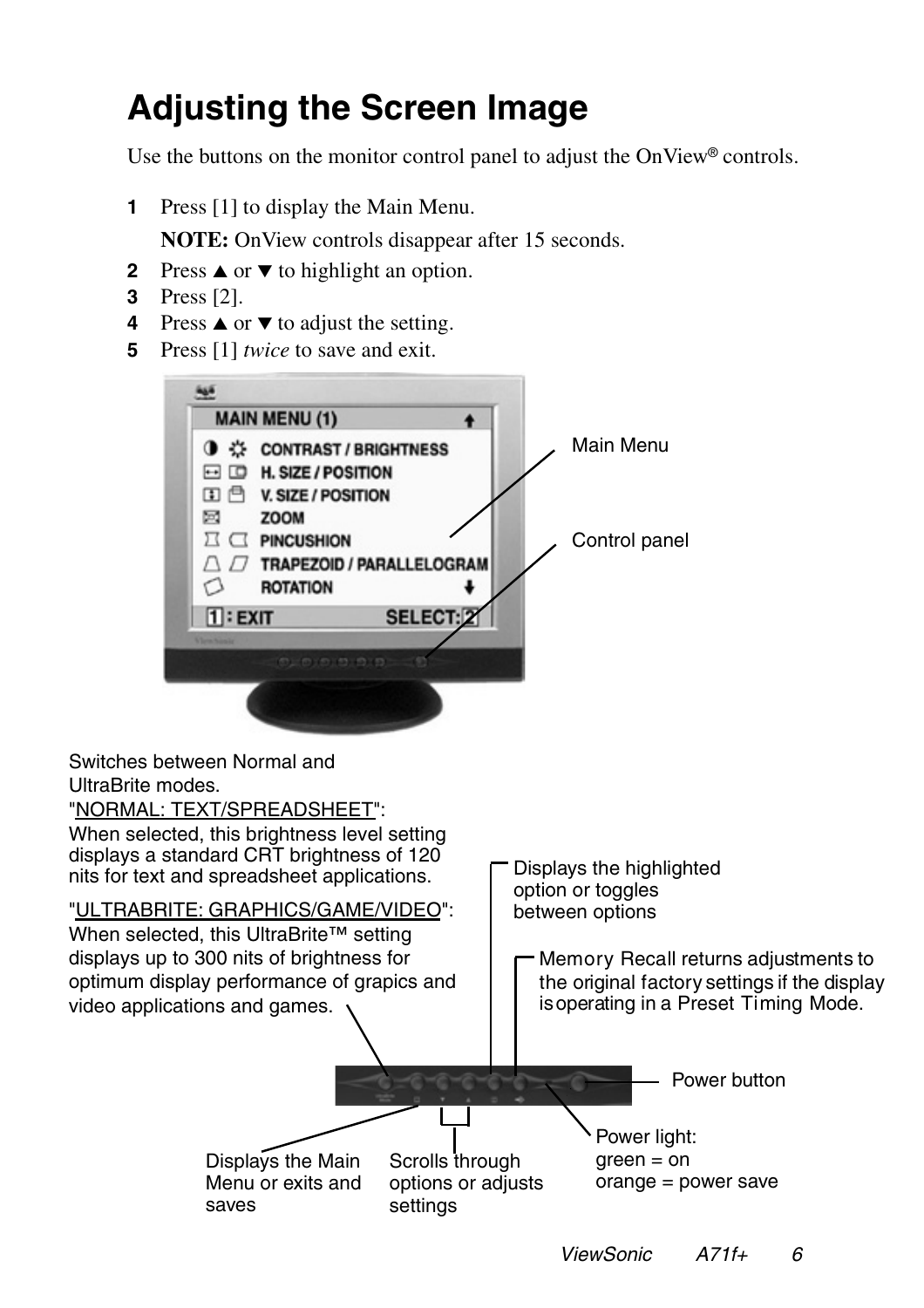# Adjusting the Screen Image

Use the buttons on the monitor control panel to adjust the OnView® controls.

1. Press [1] to display the Main Menu.

   **NOTE:** OnView controls disappear after 15 seconds.
2. Press ▲ or ▼ to highlight an option.
3. Press [2].
4. Press ▲ or ▼ to adjust the setting.
5. Press [1] *twice* to save and exit.

Main Menu

Control panel

Switches between Normal and UltraBrite modes.
"NORMAL: TEXT/SPREADSHEET": When selected, this brightness level setting displays a standard CRT brightness of 120 nits for text and spreadsheet applications.

"ULTRABRITE: GRAPHICS/GAME/VIDEO": When selected, this UltraBrite™ setting displays up to 300 nits of brightness for optimum display performance of grapics and video applications and games.

Displays the highlighted option or toggles between options

Memory Recall returns adjustments to the original factory settings if the display is operating in a Preset Timing Mode.

Power button

Displays the Main Menu or exits and saves

Scrolls through options or adjusts settings

Power light:
green = on
orange = power save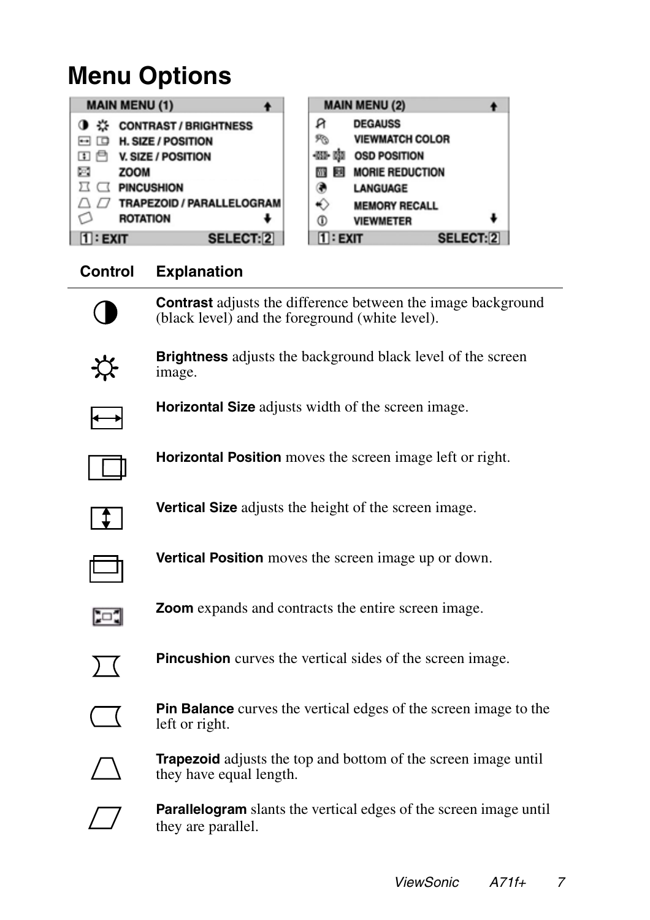# Menu Options

| MAIN MENU (1) |
|---|
| CONTRAST / BRIGHTNESS |
| H. SIZE / POSITION |
| V. SIZE / POSITION |
| ZOOM |
| PINCUSHION |
| TRAPEZOID / PARALLELOGRAM |
| ROTATION |
| 1 : EXIT SELECT: 2 |

| MAIN MENU (2) |
|---|
| DEGAUSS |
| VIEWMATCH COLOR |
| OSD POSITION |
| MORIE REDUCTION |
| LANGUAGE |
| MEMORY RECALL |
| VIEWMETER |
| 1 : EXIT SELECT: 2 |

| Control | Explanation |
|---|---|
| | **Contrast** adjusts the difference between the image background (black level) and the foreground (white level). |
| | **Brightness** adjusts the background black level of the screen image. |
| | **Horizontal Size** adjusts width of the screen image. |
| | **Horizontal Position** moves the screen image left or right. |
| | **Vertical Size** adjusts the height of the screen image. |
| | **Vertical Position** moves the screen image up or down. |
| | **Zoom** expands and contracts the entire screen image. |
| | **Pincushion** curves the vertical sides of the screen image. |
| | **Pin Balance** curves the vertical edges of the screen image to the left or right. |
| | **Trapezoid** adjusts the top and bottom of the screen image until they have equal length. |
| | **Parallelogram** slants the vertical edges of the screen image until they are parallel. |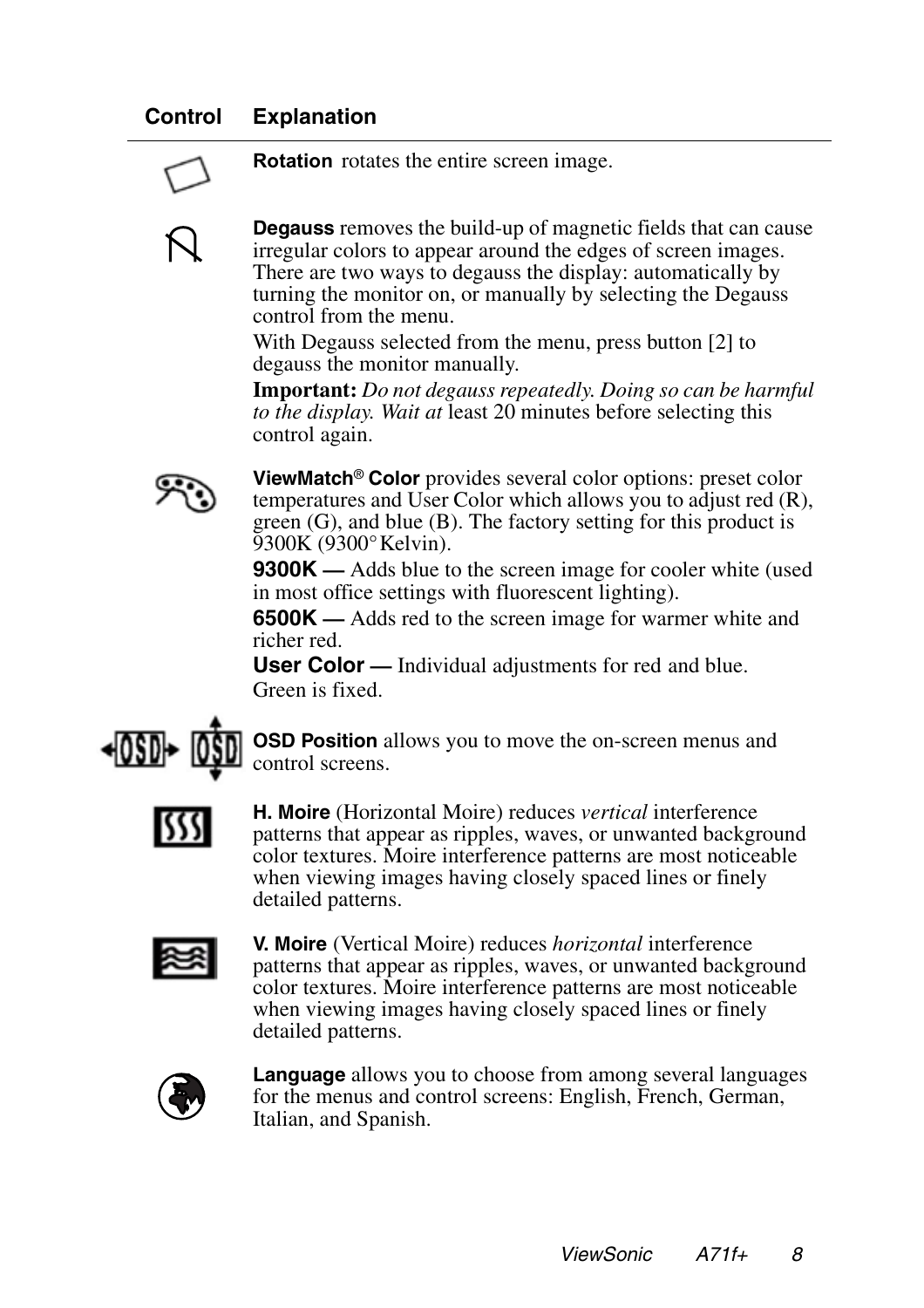| Control | Explanation |
|---|---|
| | **Rotation** rotates the entire screen image. |
| | **Degauss** removes the build-up of magnetic fields that can cause irregular colors to appear around the edges of screen images. There are two ways to degauss the display: automatically by turning the monitor on, or manually by selecting the Degauss control from the menu.<br>With Degauss selected from the menu, press button [2] to degauss the monitor manually.<br>**Important:** *Do not degauss repeatedly. Doing so can be harmful to the display. Wait at* least 20 minutes before selecting this control again. |
| | **ViewMatch® Color** provides several color options: preset color temperatures and User Color which allows you to adjust red (R), green (G), and blue (B). The factory setting for this product is 9300K (9300° Kelvin).<br>**9300K —** Adds blue to the screen image for cooler white (used in most office settings with fluorescent lighting).<br>**6500K —** Adds red to the screen image for warmer white and richer red.<br>**User Color —** Individual adjustments for red and blue. Green is fixed. |
| OSD OSD | **OSD Position** allows you to move the on-screen menus and control screens. |
| | **H. Moire** (Horizontal Moire) reduces *vertical* interference patterns that appear as ripples, waves, or unwanted background color textures. Moire interference patterns are most noticeable when viewing images having closely spaced lines or finely detailed patterns. |
| | **V. Moire** (Vertical Moire) reduces *horizontal* interference patterns that appear as ripples, waves, or unwanted background color textures. Moire interference patterns are most noticeable when viewing images having closely spaced lines or finely detailed patterns. |
| | **Language** allows you to choose from among several languages for the menus and control screens: English, French, German, Italian, and Spanish. |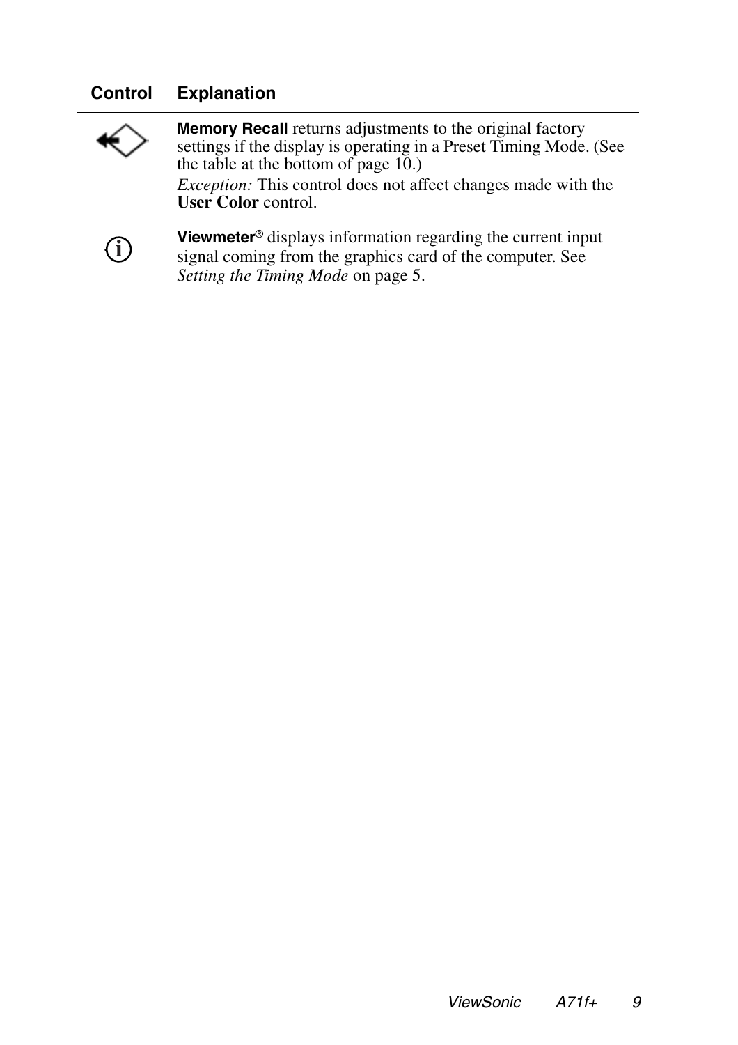| Control | Explanation |
|---|---|
| | **Memory Recall** returns adjustments to the original factory settings if the display is operating in a Preset Timing Mode. (See the table at the bottom of page 10.) *Exception:* This control does not affect changes made with the **User Color** control. |
| | **Viewmeter®** displays information regarding the current input signal coming from the graphics card of the computer. See *Setting the Timing Mode* on page 5. |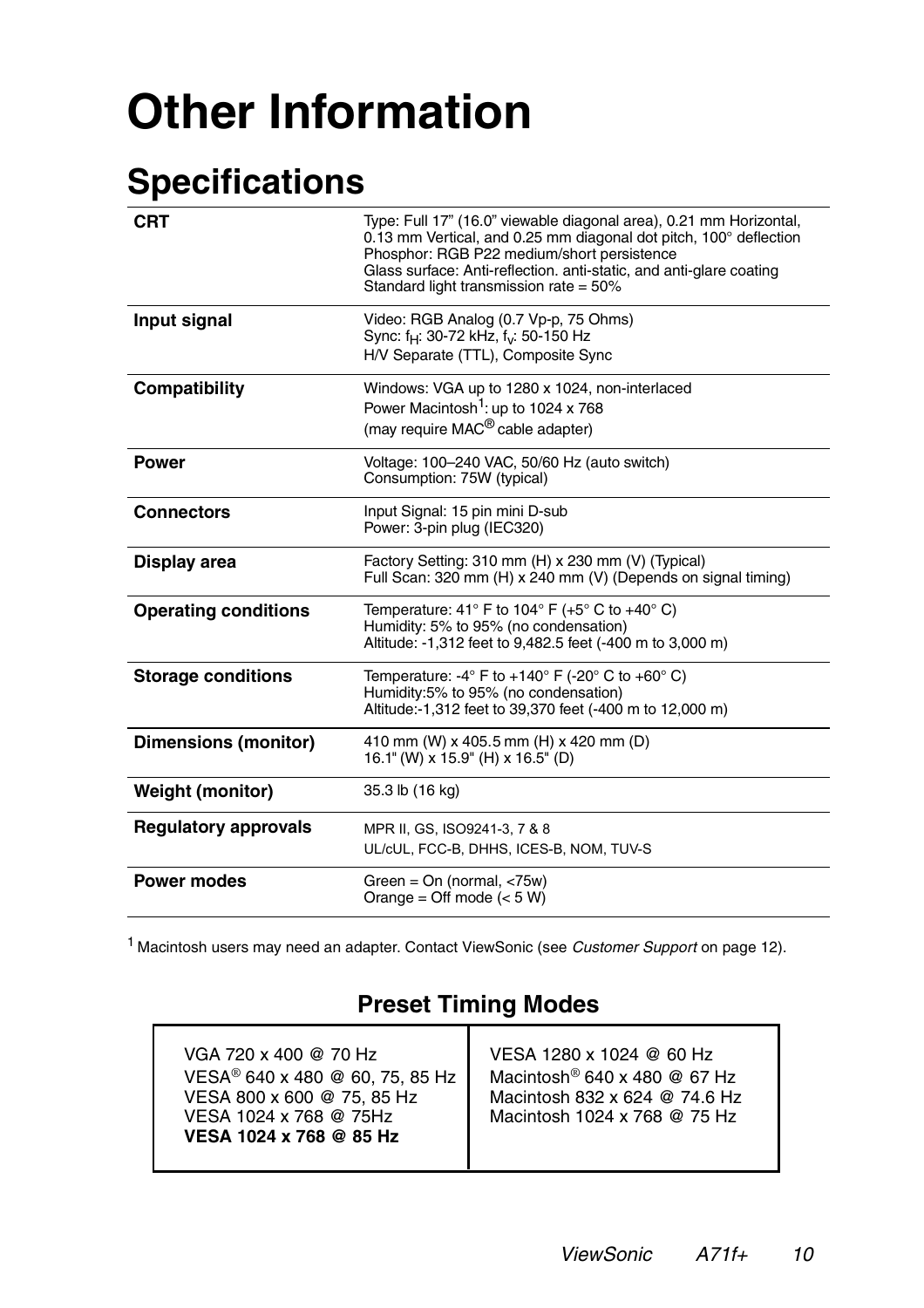# Other Information

## Specifications

| | |
|---|---|
| **CRT** | Type: Full 17" (16.0" viewable diagonal area), 0.21 mm Horizontal, 0.13 mm Vertical, and 0.25 mm diagonal dot pitch, 100° deflection<br>Phosphor: RGB P22 medium/short persistence<br>Glass surface: Anti-reflection. anti-static, and anti-glare coating<br>Standard light transmission rate = 50% |
| **Input signal** | Video: RGB Analog (0.7 Vp-p, 75 Ohms)<br>Sync: $f_H$: 30-72 kHz, $f_V$: 50-150 Hz<br>H/V Separate (TTL), Composite Sync |
| **Compatibility** | Windows: VGA up to 1280 x 1024, non-interlaced<br>Power Macintosh[1]: up to 1024 x 768<br>(may require MAC® cable adapter) |
| **Power** | Voltage: 100–240 VAC, 50/60 Hz (auto switch)<br>Consumption: 75W (typical) |
| **Connectors** | Input Signal: 15 pin mini D-sub<br>Power: 3-pin plug (IEC320) |
| **Display area** | Factory Setting: 310 mm (H) x 230 mm (V) (Typical)<br>Full Scan: 320 mm (H) x 240 mm (V) (Depends on signal timing) |
| **Operating conditions** | Temperature: 41° F to 104° F (+5° C to +40° C)<br>Humidity: 5% to 95% (no condensation)<br>Altitude: -1,312 feet to 9,482.5 feet (-400 m to 3,000 m) |
| **Storage conditions** | Temperature: -4° F to +140° F (-20° C to +60° C)<br>Humidity:5% to 95% (no condensation)<br>Altitude:-1,312 feet to 39,370 feet (-400 m to 12,000 m) |
| **Dimensions (monitor)** | 410 mm (W) x 405.5 mm (H) x 420 mm (D)<br>16.1" (W) x 15.9" (H) x 16.5" (D) |
| **Weight (monitor)** | 35.3 lb (16 kg) |
| **Regulatory approvals** | MPR II, GS, ISO9241-3, 7 & 8<br>UL/cUL, FCC-B, DHHS, ICES-B, NOM, TUV-S |
| **Power modes** | Green = On (normal, <75w)<br>Orange = Off mode (< 5 W) |

[1] Macintosh users may need an adapter. Contact ViewSonic (see *Customer Support* on page 12).

### Preset Timing Modes

| | |
|---|---|
| VGA 720 x 400 @ 70 Hz<br>VESA® 640 x 480 @ 60, 75, 85 Hz<br>VESA 800 x 600 @ 75, 85 Hz<br>VESA 1024 x 768 @ 75Hz<br>**VESA 1024 x 768 @ 85 Hz** | VESA 1280 x 1024 @ 60 Hz<br>Macintosh® 640 x 480 @ 67 Hz<br>Macintosh 832 x 624 @ 74.6 Hz<br>Macintosh 1024 x 768 @ 75 Hz |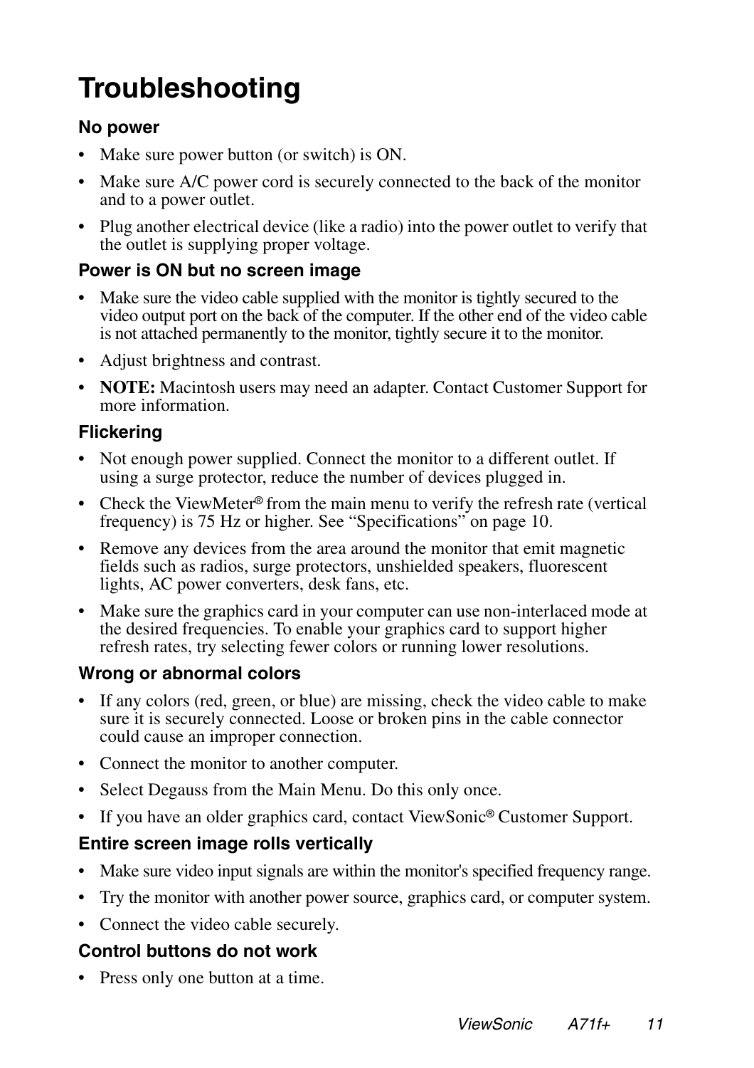# Troubleshooting

### No power

- Make sure power button (or switch) is ON.
- Make sure A/C power cord is securely connected to the back of the monitor and to a power outlet.
- Plug another electrical device (like a radio) into the power outlet to verify that the outlet is supplying proper voltage.

### Power is ON but no screen image

- Make sure the video cable supplied with the monitor is tightly secured to the video output port on the back of the computer. If the other end of the video cable is not attached permanently to the monitor, tightly secure it to the monitor.
- Adjust brightness and contrast.
- **NOTE:** Macintosh users may need an adapter. Contact Customer Support for more information.

### Flickering

- Not enough power supplied. Connect the monitor to a different outlet. If using a surge protector, reduce the number of devices plugged in.
- Check the ViewMeter® from the main menu to verify the refresh rate (vertical frequency) is 75 Hz or higher. See “Specifications” on page 10.
- Remove any devices from the area around the monitor that emit magnetic fields such as radios, surge protectors, unshielded speakers, fluorescent lights, AC power converters, desk fans, etc.
- Make sure the graphics card in your computer can use non-interlaced mode at the desired frequencies. To enable your graphics card to support higher refresh rates, try selecting fewer colors or running lower resolutions.

### Wrong or abnormal colors

- If any colors (red, green, or blue) are missing, check the video cable to make sure it is securely connected. Loose or broken pins in the cable connector could cause an improper connection.
- Connect the monitor to another computer.
- Select Degauss from the Main Menu. Do this only once.
- If you have an older graphics card, contact ViewSonic® Customer Support.

### Entire screen image rolls vertically

- Make sure video input signals are within the monitor's specified frequency range.
- Try the monitor with another power source, graphics card, or computer system.
- Connect the video cable securely.

### Control buttons do not work

- Press only one button at a time.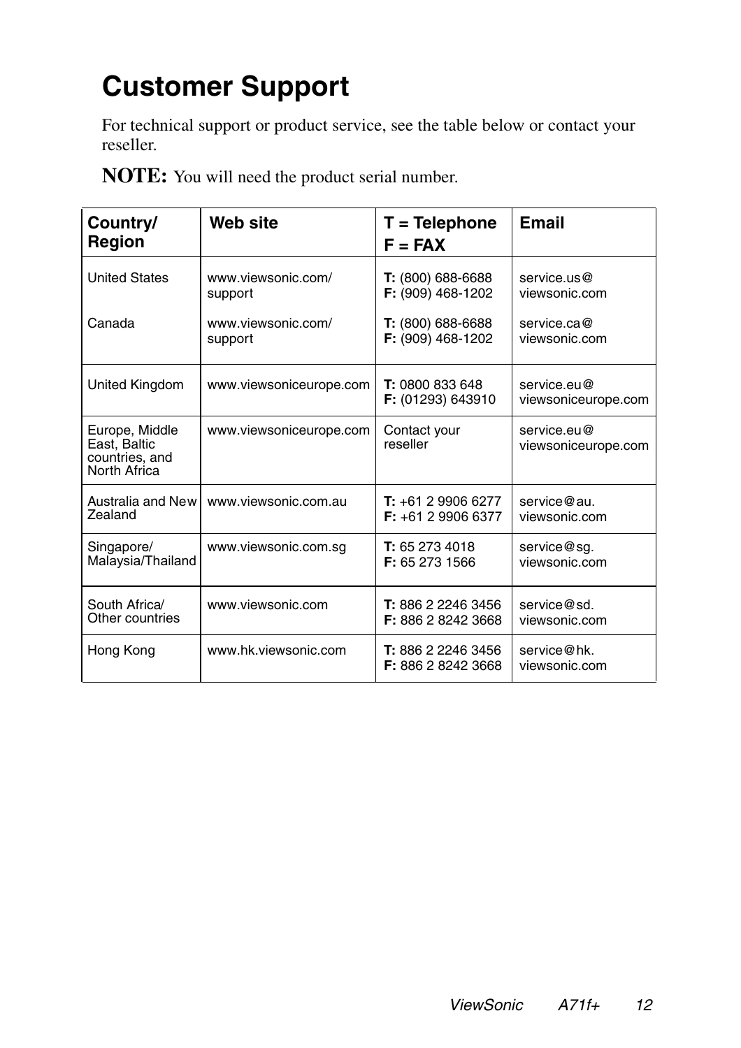# Customer Support

For technical support or product service, see the table below or contact your reseller.

**NOTE:** You will need the product serial number.

| Country/ Region | Web site | T = Telephone F = FAX | Email |
|---|---|---|---|
| United States | www.viewsonic.com/support | **T:** (800) 688-6688 **F:** (909) 468-1202 | service.us@viewsonic.com |
| Canada | www.viewsonic.com/support | **T:** (800) 688-6688 **F:** (909) 468-1202 | service.ca@viewsonic.com |
| United Kingdom | www.viewsoniceurope.com | **T:** 0800 833 648 **F:** (01293) 643910 | service.eu@viewsoniceurope.com |
| Europe, Middle East, Baltic countries, and North Africa | www.viewsoniceurope.com | Contact your reseller | service.eu@viewsoniceurope.com |
| Australia and New Zealand | www.viewsonic.com.au | **T:** +61 2 9906 6277 **F:** +61 2 9906 6377 | service@au.viewsonic.com |
| Singapore/ Malaysia/Thailand | www.viewsonic.com.sg | **T:** 65 273 4018 **F:** 65 273 1566 | service@sg.viewsonic.com |
| South Africa/ Other countries | www.viewsonic.com | **T:** 886 2 2246 3456 **F:** 886 2 8242 3668 | service@sd.viewsonic.com |
| Hong Kong | www.hk.viewsonic.com | **T:** 886 2 2246 3456 **F:** 886 2 8242 3668 | service@hk.viewsonic.com |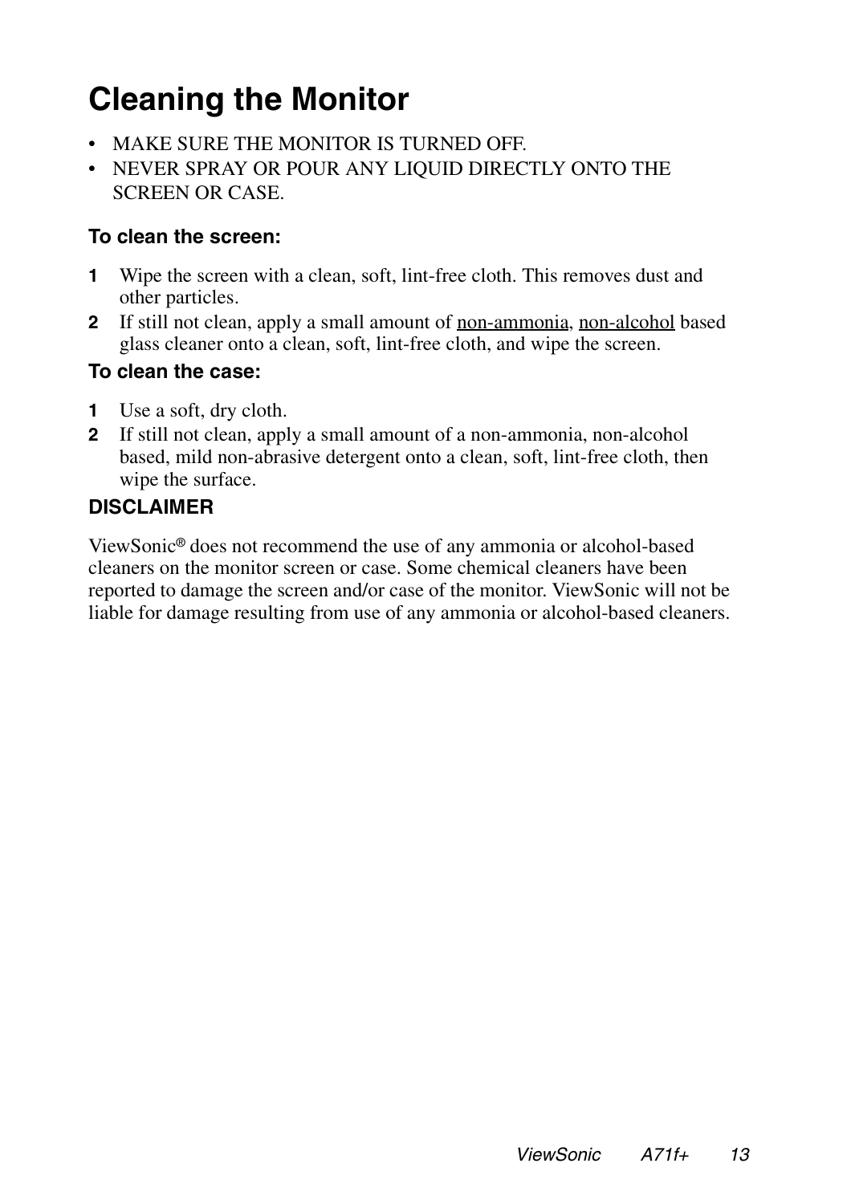# Cleaning the Monitor

- MAKE SURE THE MONITOR IS TURNED OFF.
- NEVER SPRAY OR POUR ANY LIQUID DIRECTLY ONTO THE SCREEN OR CASE.

### To clean the screen:

1. Wipe the screen with a clean, soft, lint-free cloth. This removes dust and other particles.
2. If still not clean, apply a small amount of <u>non-ammonia</u>, <u>non-alcohol</u> based glass cleaner onto a clean, soft, lint-free cloth, and wipe the screen.

### To clean the case:

1. Use a soft, dry cloth.
2. If still not clean, apply a small amount of a non-ammonia, non-alcohol based, mild non-abrasive detergent onto a clean, soft, lint-free cloth, then wipe the surface.

### DISCLAIMER

ViewSonic® does not recommend the use of any ammonia or alcohol-based cleaners on the monitor screen or case. Some chemical cleaners have been reported to damage the screen and/or case of the monitor. ViewSonic will not be liable for damage resulting from use of any ammonia or alcohol-based cleaners.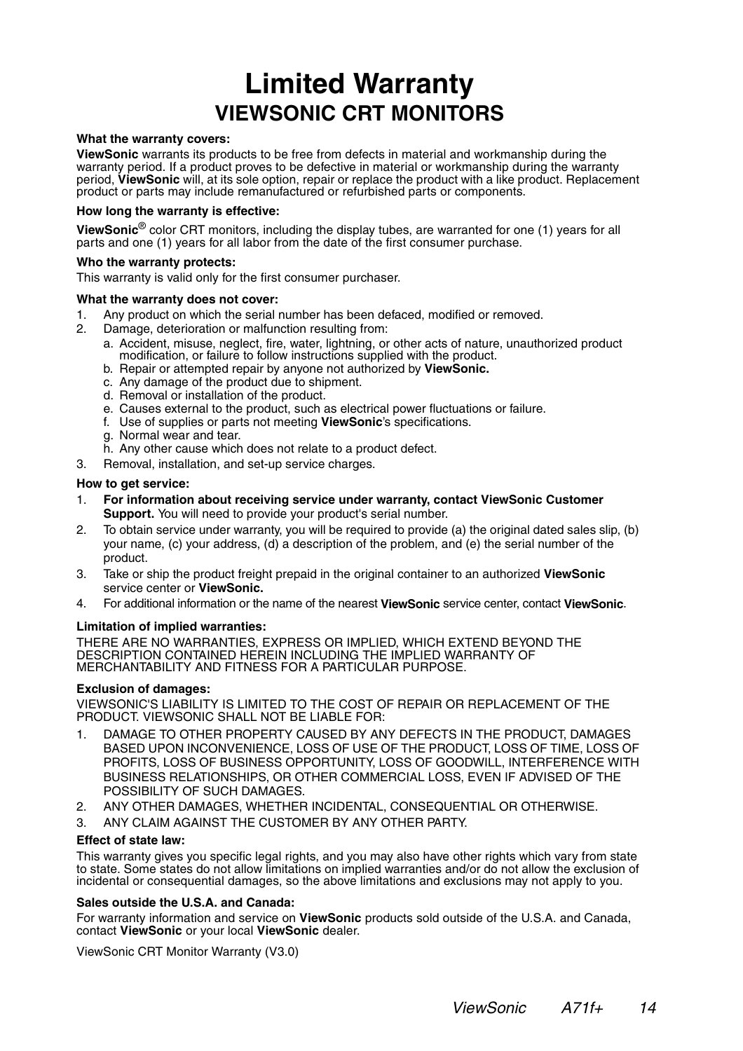# Limited Warranty

## VIEWSONIC CRT MONITORS

**What the warranty covers:**

**ViewSonic** warrants its products to be free from defects in material and workmanship during the warranty period. If a product proves to be defective in material or workmanship during the warranty period, **ViewSonic** will, at its sole option, repair or replace the product with a like product. Replacement product or parts may include remanufactured or refurbished parts or components.

**How long the warranty is effective:**

**ViewSonic®** color CRT monitors, including the display tubes, are warranted for one (1) years for all parts and one (1) years for all labor from the date of the first consumer purchase.

**Who the warranty protects:**

This warranty is valid only for the first consumer purchaser.

**What the warranty does not cover:**

1. Any product on which the serial number has been defaced, modified or removed.
2. Damage, deterioration or malfunction resulting from:
   a. Accident, misuse, neglect, fire, water, lightning, or other acts of nature, unauthorized product modification, or failure to follow instructions supplied with the product.
   b. Repair or attempted repair by anyone not authorized by **ViewSonic.**
   c. Any damage of the product due to shipment.
   d. Removal or installation of the product.
   e. Causes external to the product, such as electrical power fluctuations or failure.
   f. Use of supplies or parts not meeting **ViewSonic**'s specifications.
   g. Normal wear and tear.
   h. Any other cause which does not relate to a product defect.
3. Removal, installation, and set-up service charges.

**How to get service:**

1. **For information about receiving service under warranty, contact ViewSonic Customer Support.** You will need to provide your product's serial number.
2. To obtain service under warranty, you will be required to provide (a) the original dated sales slip, (b) your name, (c) your address, (d) a description of the problem, and (e) the serial number of the product.
3. Take or ship the product freight prepaid in the original container to an authorized **ViewSonic** service center or **ViewSonic.**
4. For additional information or the name of the nearest **ViewSonic** service center, contact **ViewSonic**.

**Limitation of implied warranties:**

THERE ARE NO WARRANTIES, EXPRESS OR IMPLIED, WHICH EXTEND BEYOND THE DESCRIPTION CONTAINED HEREIN INCLUDING THE IMPLIED WARRANTY OF MERCHANTABILITY AND FITNESS FOR A PARTICULAR PURPOSE.

**Exclusion of damages:**

VIEWSONIC'S LIABILITY IS LIMITED TO THE COST OF REPAIR OR REPLACEMENT OF THE PRODUCT. VIEWSONIC SHALL NOT BE LIABLE FOR:

1. DAMAGE TO OTHER PROPERTY CAUSED BY ANY DEFECTS IN THE PRODUCT, DAMAGES BASED UPON INCONVENIENCE, LOSS OF USE OF THE PRODUCT, LOSS OF TIME, LOSS OF PROFITS, LOSS OF BUSINESS OPPORTUNITY, LOSS OF GOODWILL, INTERFERENCE WITH BUSINESS RELATIONSHIPS, OR OTHER COMMERCIAL LOSS, EVEN IF ADVISED OF THE POSSIBILITY OF SUCH DAMAGES.
2. ANY OTHER DAMAGES, WHETHER INCIDENTAL, CONSEQUENTIAL OR OTHERWISE.
3. ANY CLAIM AGAINST THE CUSTOMER BY ANY OTHER PARTY.

**Effect of state law:**

This warranty gives you specific legal rights, and you may also have other rights which vary from state to state. Some states do not allow limitations on implied warranties and/or do not allow the exclusion of incidental or consequential damages, so the above limitations and exclusions may not apply to you.

**Sales outside the U.S.A. and Canada:**

For warranty information and service on **ViewSonic** products sold outside of the U.S.A. and Canada, contact **ViewSonic** or your local **ViewSonic** dealer.

ViewSonic CRT Monitor Warranty (V3.0)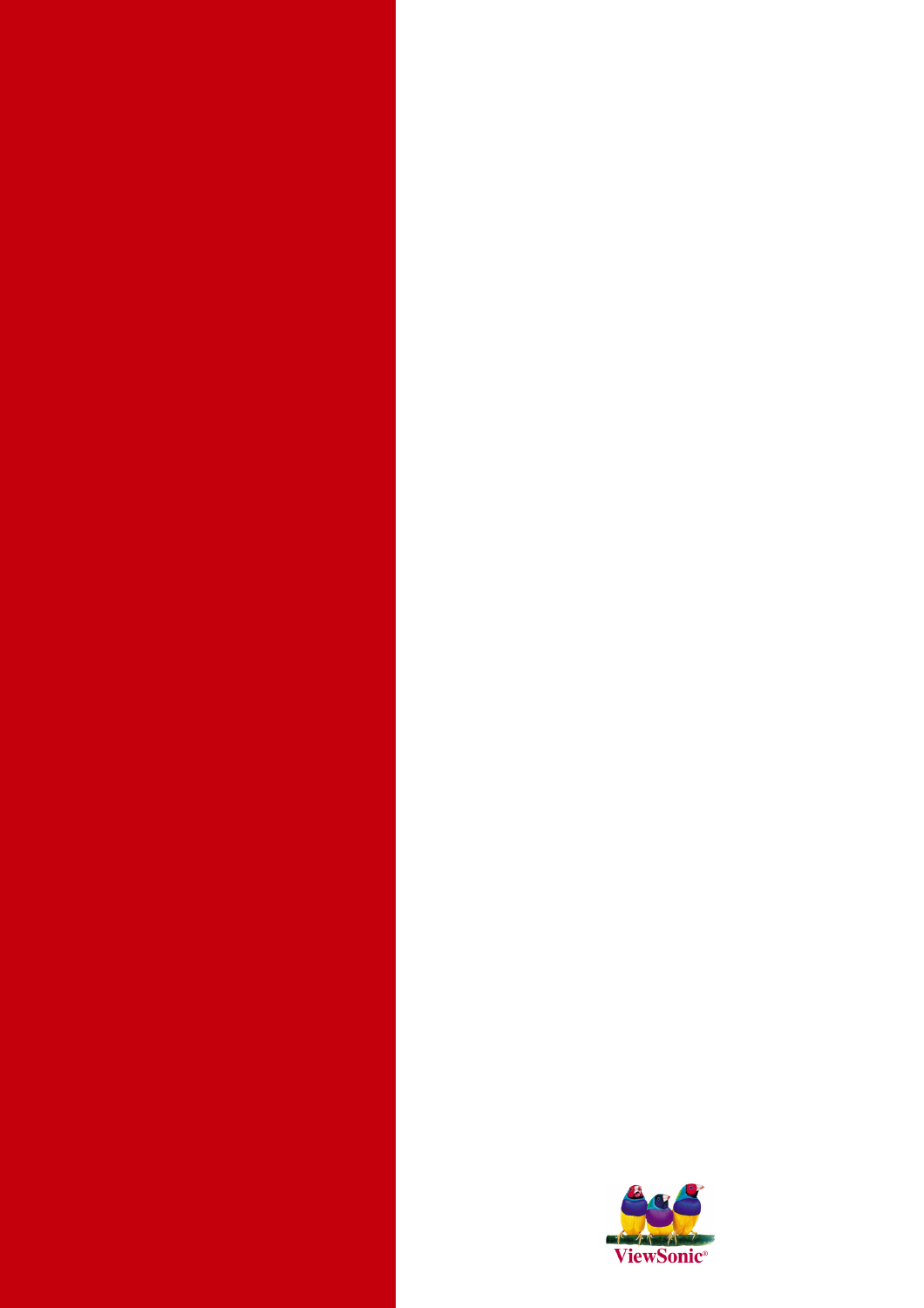ViewSonic®